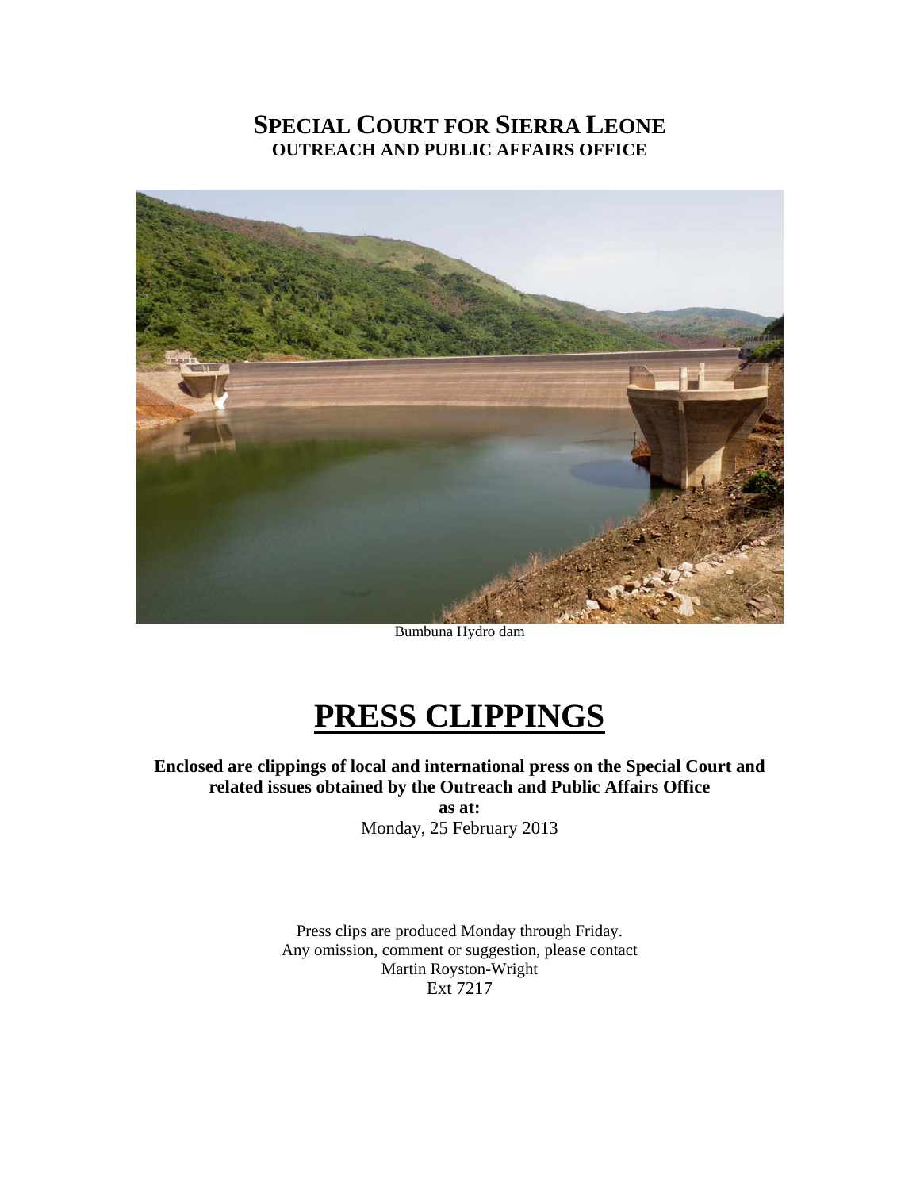# SPECIAL COURT FOR SIERRA LEONE
## OUTREACH AND PUBLIC AFFAIRS OFFICE

Bumbuna Hydro dam

# PRESS CLIPPINGS

**Enclosed are clippings of local and international press on the Special Court and related issues obtained by the Outreach and Public Affairs Office**

**as at:**

Monday, 25 February 2013

Press clips are produced Monday through Friday.
Any omission, comment or suggestion, please contact
Martin Royston-Wright
Ext 7217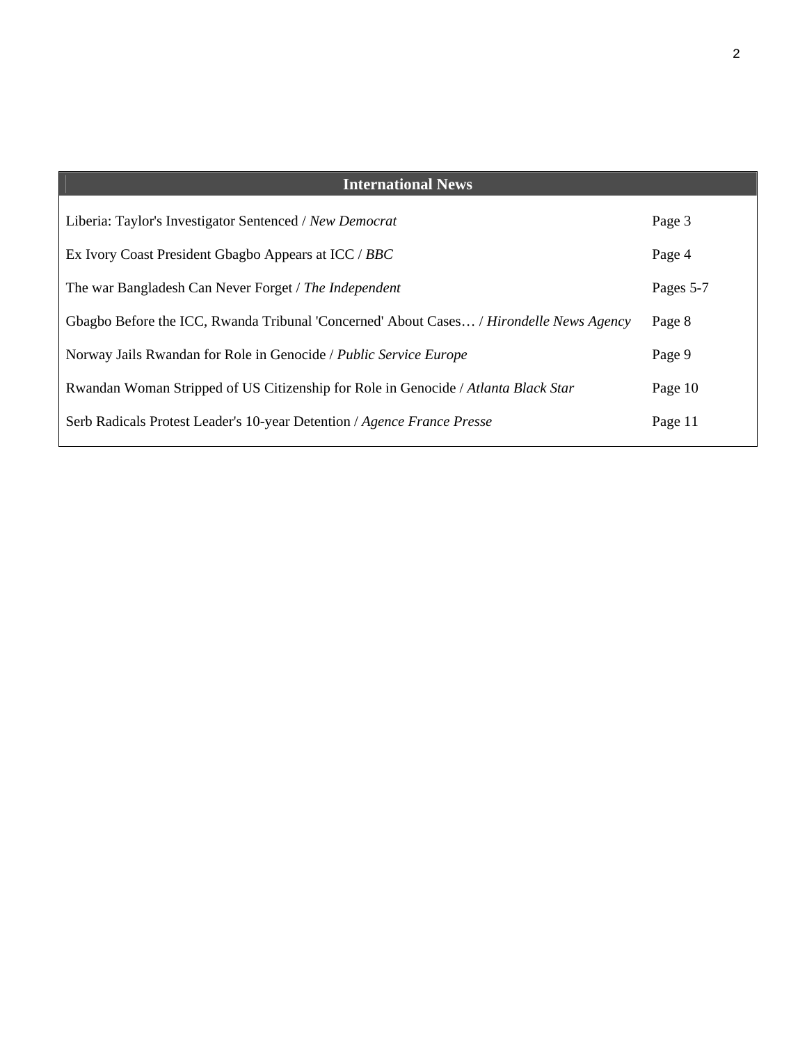| International News | |
|---|---|
| Liberia: Taylor's Investigator Sentenced / *New Democrat* | Page 3 |
| Ex Ivory Coast President Gbagbo Appears at ICC / *BBC* | Page 4 |
| The war Bangladesh Can Never Forget / *The Independent* | Pages 5-7 |
| Gbagbo Before the ICC, Rwanda Tribunal 'Concerned' About Cases… / *Hirondelle News Agency* | Page 8 |
| Norway Jails Rwandan for Role in Genocide / *Public Service Europe* | Page 9 |
| Rwandan Woman Stripped of US Citizenship for Role in Genocide / *Atlanta Black Star* | Page 10 |
| Serb Radicals Protest Leader's 10-year Detention / *Agence France Presse* | Page 11 |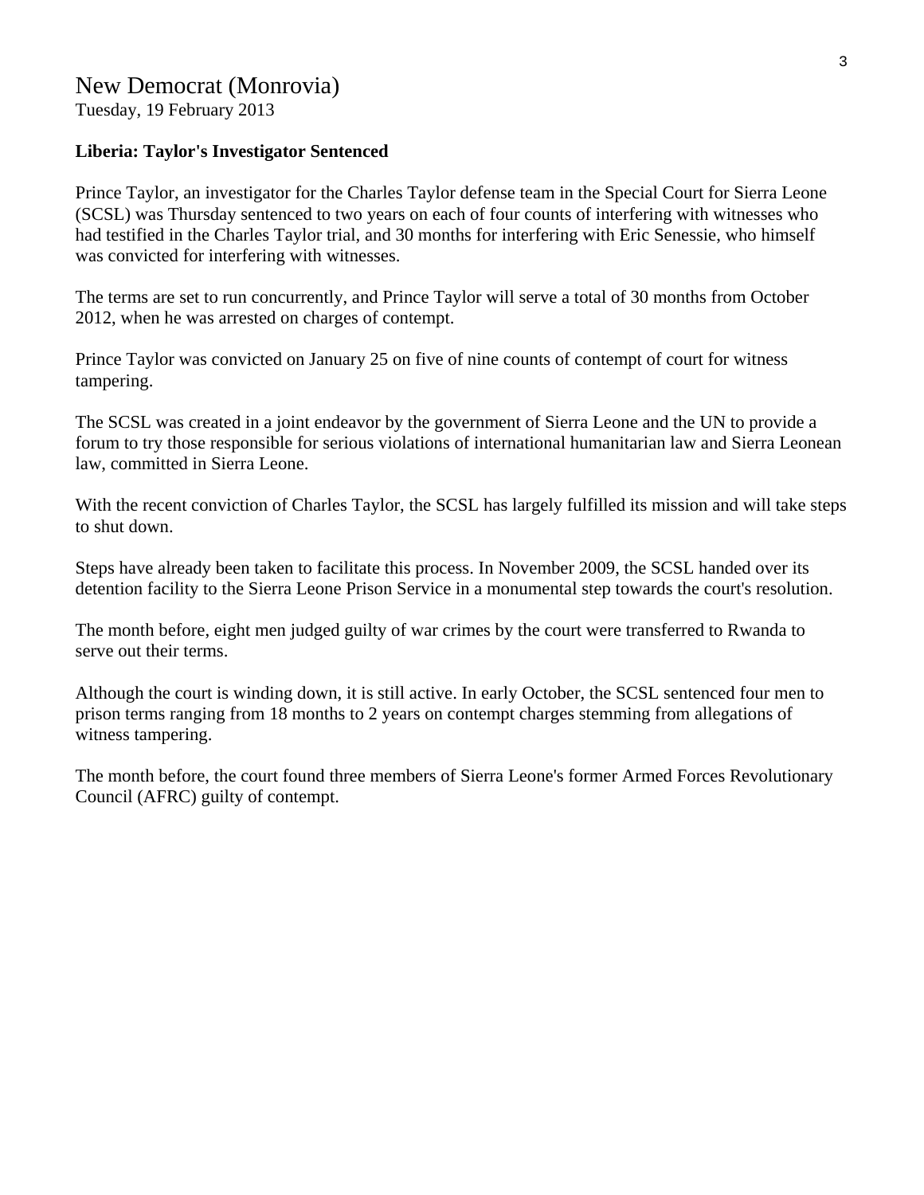## New Democrat (Monrovia)

Tuesday, 19 February 2013

**Liberia: Taylor's Investigator Sentenced**

Prince Taylor, an investigator for the Charles Taylor defense team in the Special Court for Sierra Leone (SCSL) was Thursday sentenced to two years on each of four counts of interfering with witnesses who had testified in the Charles Taylor trial, and 30 months for interfering with Eric Senessie, who himself was convicted for interfering with witnesses.

The terms are set to run concurrently, and Prince Taylor will serve a total of 30 months from October 2012, when he was arrested on charges of contempt.

Prince Taylor was convicted on January 25 on five of nine counts of contempt of court for witness tampering.

The SCSL was created in a joint endeavor by the government of Sierra Leone and the UN to provide a forum to try those responsible for serious violations of international humanitarian law and Sierra Leonean law, committed in Sierra Leone.

With the recent conviction of Charles Taylor, the SCSL has largely fulfilled its mission and will take steps to shut down.

Steps have already been taken to facilitate this process. In November 2009, the SCSL handed over its detention facility to the Sierra Leone Prison Service in a monumental step towards the court's resolution.

The month before, eight men judged guilty of war crimes by the court were transferred to Rwanda to serve out their terms.

Although the court is winding down, it is still active. In early October, the SCSL sentenced four men to prison terms ranging from 18 months to 2 years on contempt charges stemming from allegations of witness tampering.

The month before, the court found three members of Sierra Leone's former Armed Forces Revolutionary Council (AFRC) guilty of contempt.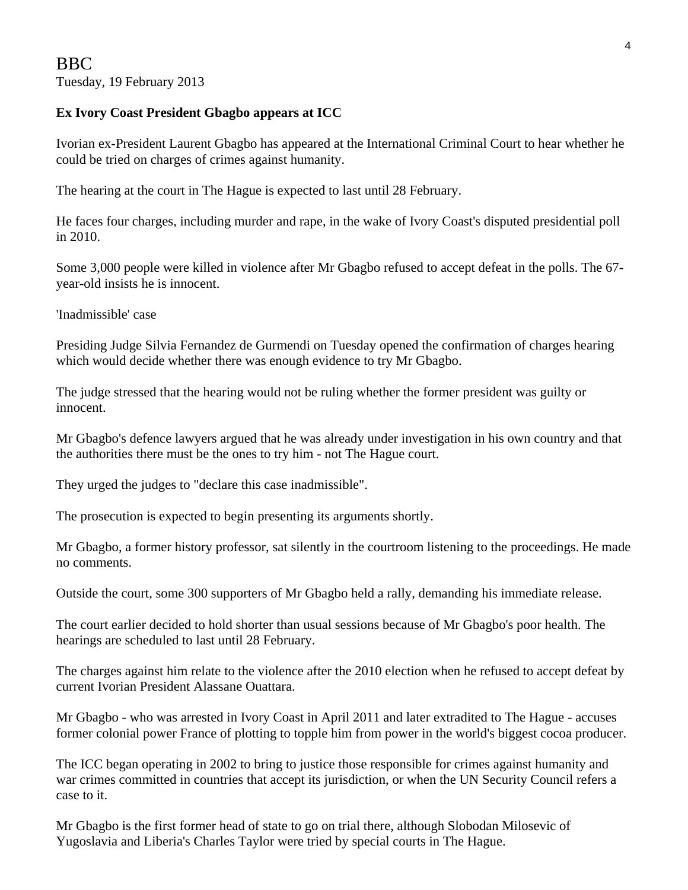BBC
Tuesday, 19 February 2013

**Ex Ivory Coast President Gbagbo appears at ICC**

Ivorian ex-President Laurent Gbagbo has appeared at the International Criminal Court to hear whether he could be tried on charges of crimes against humanity.

The hearing at the court in The Hague is expected to last until 28 February.

He faces four charges, including murder and rape, in the wake of Ivory Coast's disputed presidential poll in 2010.

Some 3,000 people were killed in violence after Mr Gbagbo refused to accept defeat in the polls. The 67-year-old insists he is innocent.

'Inadmissible' case

Presiding Judge Silvia Fernandez de Gurmendi on Tuesday opened the confirmation of charges hearing which would decide whether there was enough evidence to try Mr Gbagbo.

The judge stressed that the hearing would not be ruling whether the former president was guilty or innocent.

Mr Gbagbo's defence lawyers argued that he was already under investigation in his own country and that the authorities there must be the ones to try him - not The Hague court.

They urged the judges to "declare this case inadmissible".

The prosecution is expected to begin presenting its arguments shortly.

Mr Gbagbo, a former history professor, sat silently in the courtroom listening to the proceedings. He made no comments.

Outside the court, some 300 supporters of Mr Gbagbo held a rally, demanding his immediate release.

The court earlier decided to hold shorter than usual sessions because of Mr Gbagbo's poor health. The hearings are scheduled to last until 28 February.

The charges against him relate to the violence after the 2010 election when he refused to accept defeat by current Ivorian President Alassane Ouattara.

Mr Gbagbo - who was arrested in Ivory Coast in April 2011 and later extradited to The Hague - accuses former colonial power France of plotting to topple him from power in the world's biggest cocoa producer.

The ICC began operating in 2002 to bring to justice those responsible for crimes against humanity and war crimes committed in countries that accept its jurisdiction, or when the UN Security Council refers a case to it.

Mr Gbagbo is the first former head of state to go on trial there, although Slobodan Milosevic of Yugoslavia and Liberia's Charles Taylor were tried by special courts in The Hague.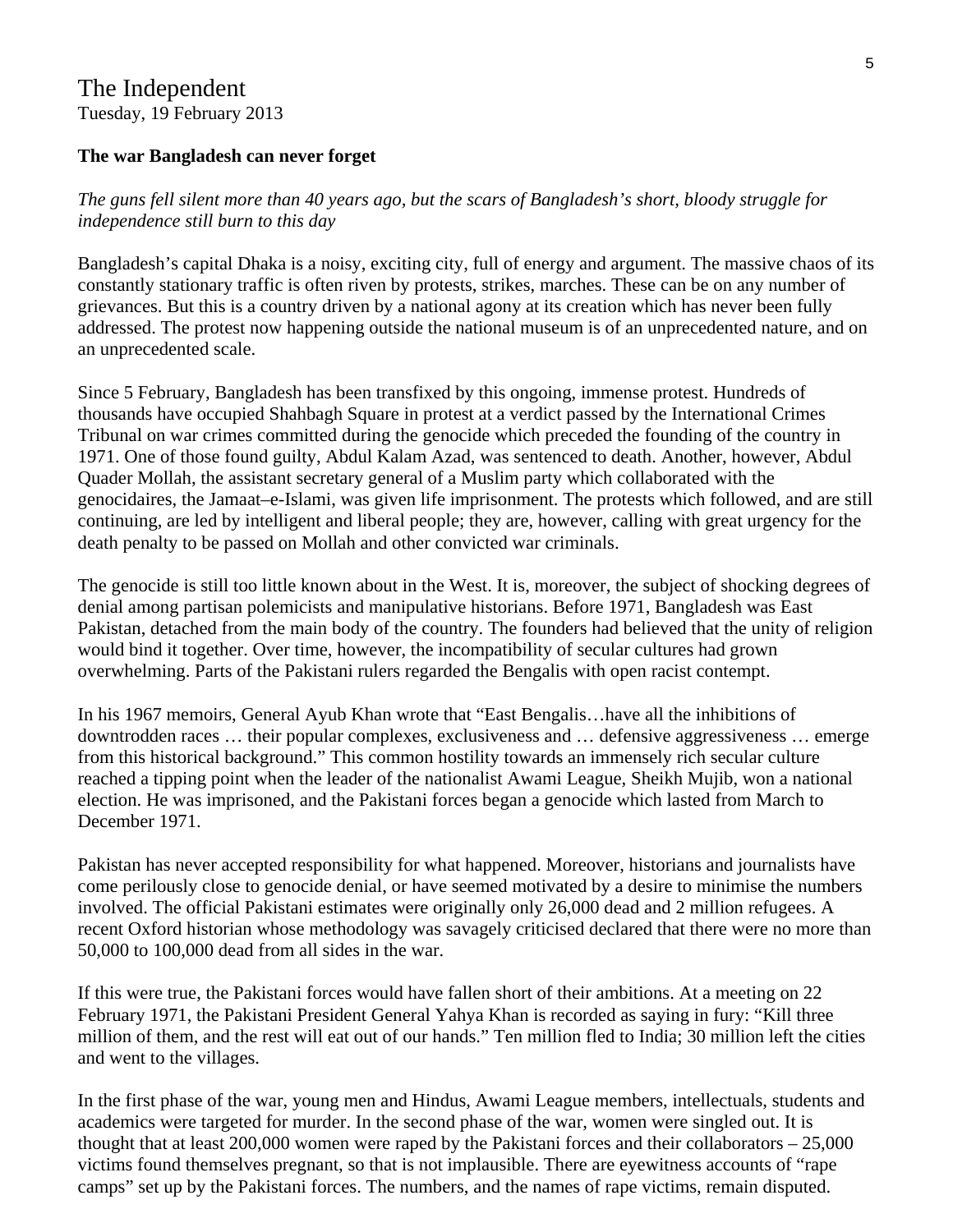The Independent
Tuesday, 19 February 2013

**The war Bangladesh can never forget**

*The guns fell silent more than 40 years ago, but the scars of Bangladesh's short, bloody struggle for independence still burn to this day*

Bangladesh's capital Dhaka is a noisy, exciting city, full of energy and argument. The massive chaos of its constantly stationary traffic is often riven by protests, strikes, marches. These can be on any number of grievances. But this is a country driven by a national agony at its creation which has never been fully addressed. The protest now happening outside the national museum is of an unprecedented nature, and on an unprecedented scale.

Since 5 February, Bangladesh has been transfixed by this ongoing, immense protest. Hundreds of thousands have occupied Shahbagh Square in protest at a verdict passed by the International Crimes Tribunal on war crimes committed during the genocide which preceded the founding of the country in 1971. One of those found guilty, Abdul Kalam Azad, was sentenced to death. Another, however, Abdul Quader Mollah, the assistant secretary general of a Muslim party which collaborated with the genocidaires, the Jamaat–e-Islami, was given life imprisonment. The protests which followed, and are still continuing, are led by intelligent and liberal people; they are, however, calling with great urgency for the death penalty to be passed on Mollah and other convicted war criminals.

The genocide is still too little known about in the West. It is, moreover, the subject of shocking degrees of denial among partisan polemicists and manipulative historians. Before 1971, Bangladesh was East Pakistan, detached from the main body of the country. The founders had believed that the unity of religion would bind it together. Over time, however, the incompatibility of secular cultures had grown overwhelming. Parts of the Pakistani rulers regarded the Bengalis with open racist contempt.

In his 1967 memoirs, General Ayub Khan wrote that "East Bengalis…have all the inhibitions of downtrodden races … their popular complexes, exclusiveness and … defensive aggressiveness … emerge from this historical background." This common hostility towards an immensely rich secular culture reached a tipping point when the leader of the nationalist Awami League, Sheikh Mujib, won a national election. He was imprisoned, and the Pakistani forces began a genocide which lasted from March to December 1971.

Pakistan has never accepted responsibility for what happened. Moreover, historians and journalists have come perilously close to genocide denial, or have seemed motivated by a desire to minimise the numbers involved. The official Pakistani estimates were originally only 26,000 dead and 2 million refugees. A recent Oxford historian whose methodology was savagely criticised declared that there were no more than 50,000 to 100,000 dead from all sides in the war.

If this were true, the Pakistani forces would have fallen short of their ambitions. At a meeting on 22 February 1971, the Pakistani President General Yahya Khan is recorded as saying in fury: "Kill three million of them, and the rest will eat out of our hands." Ten million fled to India; 30 million left the cities and went to the villages.

In the first phase of the war, young men and Hindus, Awami League members, intellectuals, students and academics were targeted for murder. In the second phase of the war, women were singled out. It is thought that at least 200,000 women were raped by the Pakistani forces and their collaborators – 25,000 victims found themselves pregnant, so that is not implausible. There are eyewitness accounts of "rape camps" set up by the Pakistani forces. The numbers, and the names of rape victims, remain disputed.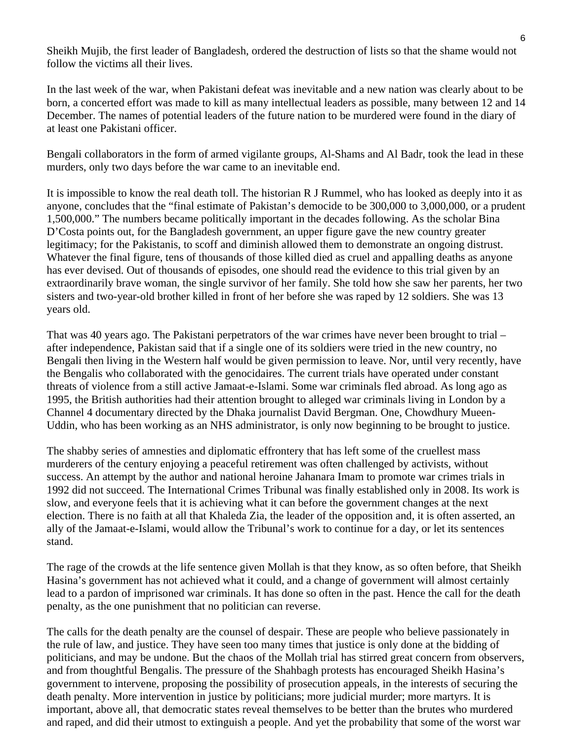Sheikh Mujib, the first leader of Bangladesh, ordered the destruction of lists so that the shame would not follow the victims all their lives.

In the last week of the war, when Pakistani defeat was inevitable and a new nation was clearly about to be born, a concerted effort was made to kill as many intellectual leaders as possible, many between 12 and 14 December. The names of potential leaders of the future nation to be murdered were found in the diary of at least one Pakistani officer.

Bengali collaborators in the form of armed vigilante groups, Al-Shams and Al Badr, took the lead in these murders, only two days before the war came to an inevitable end.

It is impossible to know the real death toll. The historian R J Rummel, who has looked as deeply into it as anyone, concludes that the "final estimate of Pakistan's democide to be 300,000 to 3,000,000, or a prudent 1,500,000." The numbers became politically important in the decades following. As the scholar Bina D'Costa points out, for the Bangladesh government, an upper figure gave the new country greater legitimacy; for the Pakistanis, to scoff and diminish allowed them to demonstrate an ongoing distrust. Whatever the final figure, tens of thousands of those killed died as cruel and appalling deaths as anyone has ever devised. Out of thousands of episodes, one should read the evidence to this trial given by an extraordinarily brave woman, the single survivor of her family. She told how she saw her parents, her two sisters and two-year-old brother killed in front of her before she was raped by 12 soldiers. She was 13 years old.

That was 40 years ago. The Pakistani perpetrators of the war crimes have never been brought to trial – after independence, Pakistan said that if a single one of its soldiers were tried in the new country, no Bengali then living in the Western half would be given permission to leave. Nor, until very recently, have the Bengalis who collaborated with the genocidaires. The current trials have operated under constant threats of violence from a still active Jamaat-e-Islami. Some war criminals fled abroad. As long ago as 1995, the British authorities had their attention brought to alleged war criminals living in London by a Channel 4 documentary directed by the Dhaka journalist David Bergman. One, Chowdhury Mueen-Uddin, who has been working as an NHS administrator, is only now beginning to be brought to justice.

The shabby series of amnesties and diplomatic effrontery that has left some of the cruellest mass murderers of the century enjoying a peaceful retirement was often challenged by activists, without success. An attempt by the author and national heroine Jahanara Imam to promote war crimes trials in 1992 did not succeed. The International Crimes Tribunal was finally established only in 2008. Its work is slow, and everyone feels that it is achieving what it can before the government changes at the next election. There is no faith at all that Khaleda Zia, the leader of the opposition and, it is often asserted, an ally of the Jamaat-e-Islami, would allow the Tribunal's work to continue for a day, or let its sentences stand.

The rage of the crowds at the life sentence given Mollah is that they know, as so often before, that Sheikh Hasina's government has not achieved what it could, and a change of government will almost certainly lead to a pardon of imprisoned war criminals. It has done so often in the past. Hence the call for the death penalty, as the one punishment that no politician can reverse.

The calls for the death penalty are the counsel of despair. These are people who believe passionately in the rule of law, and justice. They have seen too many times that justice is only done at the bidding of politicians, and may be undone. But the chaos of the Mollah trial has stirred great concern from observers, and from thoughtful Bengalis. The pressure of the Shahbagh protests has encouraged Sheikh Hasina's government to intervene, proposing the possibility of prosecution appeals, in the interests of securing the death penalty. More intervention in justice by politicians; more judicial murder; more martyrs. It is important, above all, that democratic states reveal themselves to be better than the brutes who murdered and raped, and did their utmost to extinguish a people. And yet the probability that some of the worst war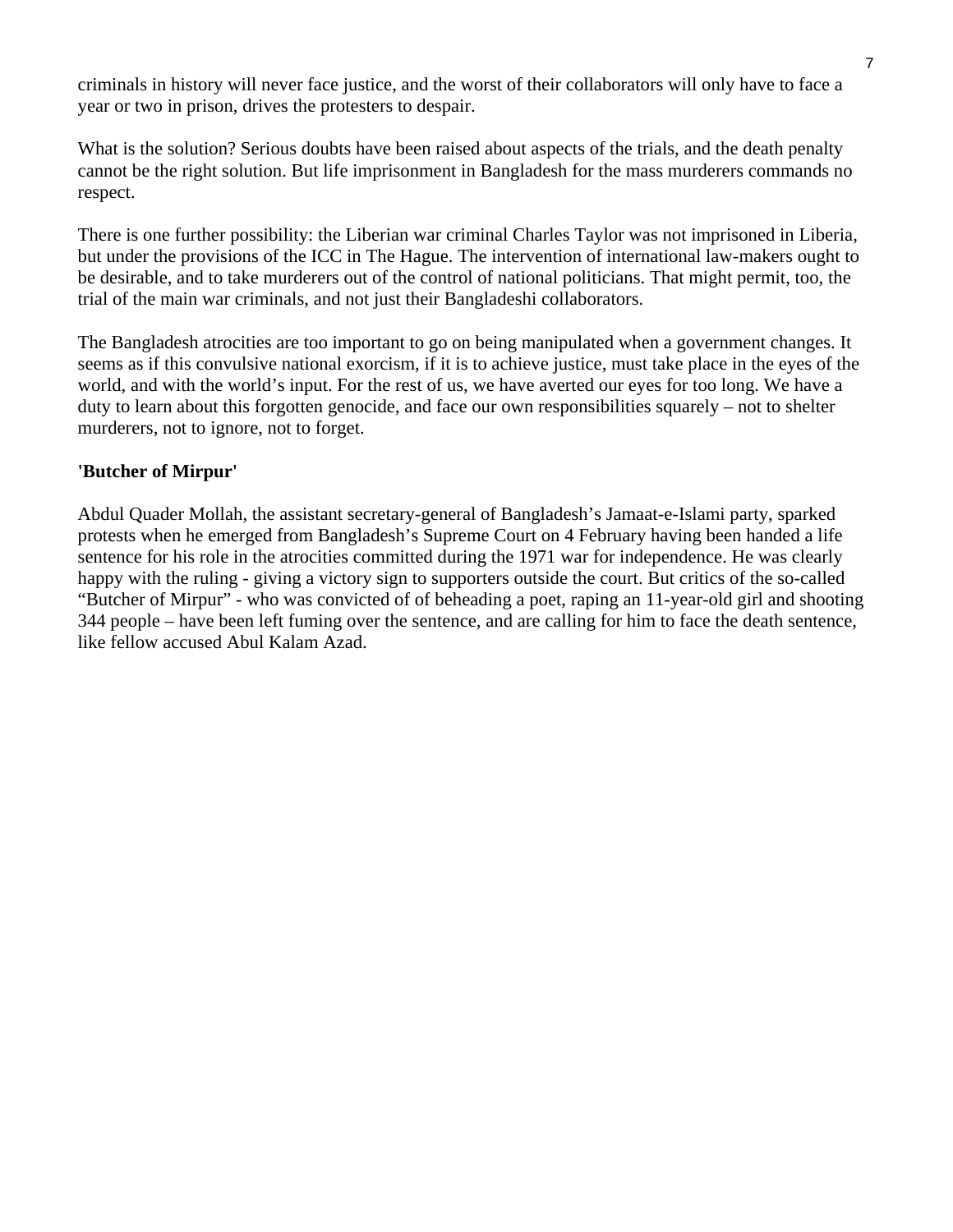criminals in history will never face justice, and the worst of their collaborators will only have to face a year or two in prison, drives the protesters to despair.

What is the solution? Serious doubts have been raised about aspects of the trials, and the death penalty cannot be the right solution. But life imprisonment in Bangladesh for the mass murderers commands no respect.

There is one further possibility: the Liberian war criminal Charles Taylor was not imprisoned in Liberia, but under the provisions of the ICC in The Hague. The intervention of international law-makers ought to be desirable, and to take murderers out of the control of national politicians. That might permit, too, the trial of the main war criminals, and not just their Bangladeshi collaborators.

The Bangladesh atrocities are too important to go on being manipulated when a government changes. It seems as if this convulsive national exorcism, if it is to achieve justice, must take place in the eyes of the world, and with the world's input. For the rest of us, we have averted our eyes for too long. We have a duty to learn about this forgotten genocide, and face our own responsibilities squarely – not to shelter murderers, not to ignore, not to forget.

**'Butcher of Mirpur'**

Abdul Quader Mollah, the assistant secretary-general of Bangladesh's Jamaat-e-Islami party, sparked protests when he emerged from Bangladesh's Supreme Court on 4 February having been handed a life sentence for his role in the atrocities committed during the 1971 war for independence. He was clearly happy with the ruling - giving a victory sign to supporters outside the court. But critics of the so-called "Butcher of Mirpur" - who was convicted of of beheading a poet, raping an 11-year-old girl and shooting 344 people – have been left fuming over the sentence, and are calling for him to face the death sentence, like fellow accused Abul Kalam Azad.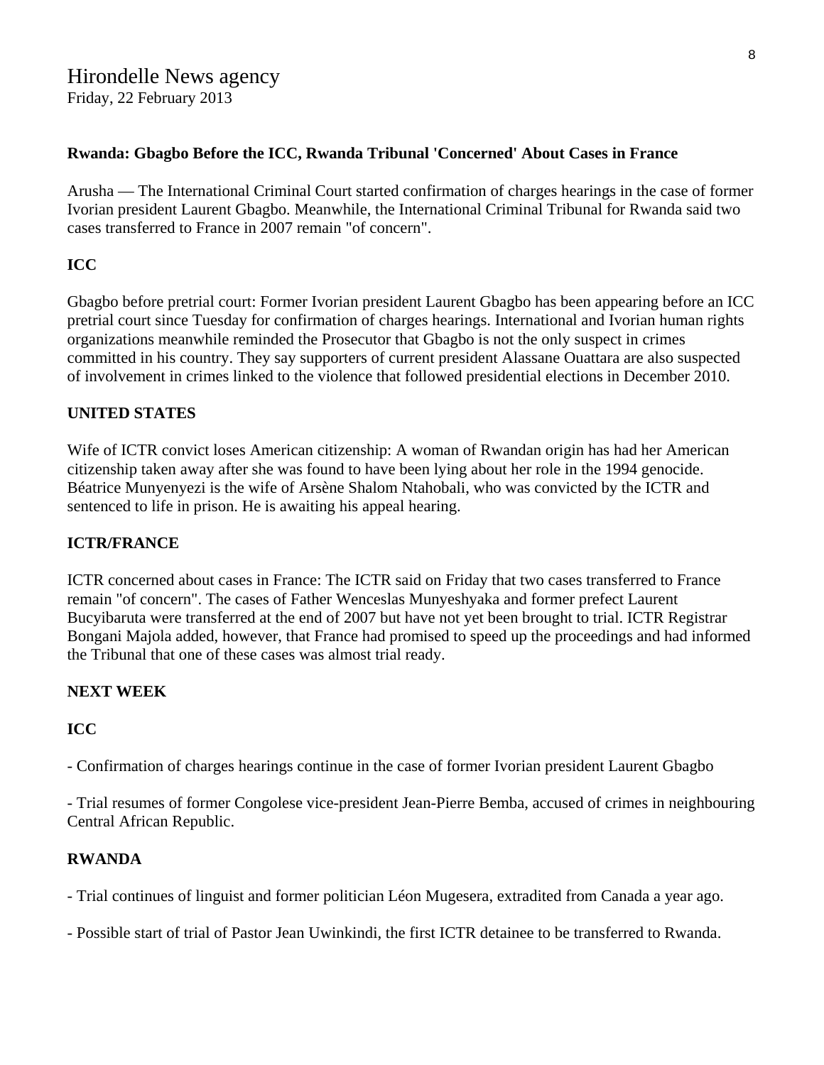Hirondelle News agency
Friday, 22 February 2013

**Rwanda: Gbagbo Before the ICC, Rwanda Tribunal 'Concerned' About Cases in France**

Arusha — The International Criminal Court started confirmation of charges hearings in the case of former Ivorian president Laurent Gbagbo. Meanwhile, the International Criminal Tribunal for Rwanda said two cases transferred to France in 2007 remain "of concern".

**ICC**

Gbagbo before pretrial court: Former Ivorian president Laurent Gbagbo has been appearing before an ICC pretrial court since Tuesday for confirmation of charges hearings. International and Ivorian human rights organizations meanwhile reminded the Prosecutor that Gbagbo is not the only suspect in crimes committed in his country. They say supporters of current president Alassane Ouattara are also suspected of involvement in crimes linked to the violence that followed presidential elections in December 2010.

**UNITED STATES**

Wife of ICTR convict loses American citizenship: A woman of Rwandan origin has had her American citizenship taken away after she was found to have been lying about her role in the 1994 genocide. Béatrice Munyenyezi is the wife of Arsène Shalom Ntahobali, who was convicted by the ICTR and sentenced to life in prison. He is awaiting his appeal hearing.

**ICTR/FRANCE**

ICTR concerned about cases in France: The ICTR said on Friday that two cases transferred to France remain "of concern". The cases of Father Wenceslas Munyeshyaka and former prefect Laurent Bucyibaruta were transferred at the end of 2007 but have not yet been brought to trial. ICTR Registrar Bongani Majola added, however, that France had promised to speed up the proceedings and had informed the Tribunal that one of these cases was almost trial ready.

**NEXT WEEK**

**ICC**

- Confirmation of charges hearings continue in the case of former Ivorian president Laurent Gbagbo

- Trial resumes of former Congolese vice-president Jean-Pierre Bemba, accused of crimes in neighbouring Central African Republic.

**RWANDA**

- Trial continues of linguist and former politician Léon Mugesera, extradited from Canada a year ago.

- Possible start of trial of Pastor Jean Uwinkindi, the first ICTR detainee to be transferred to Rwanda.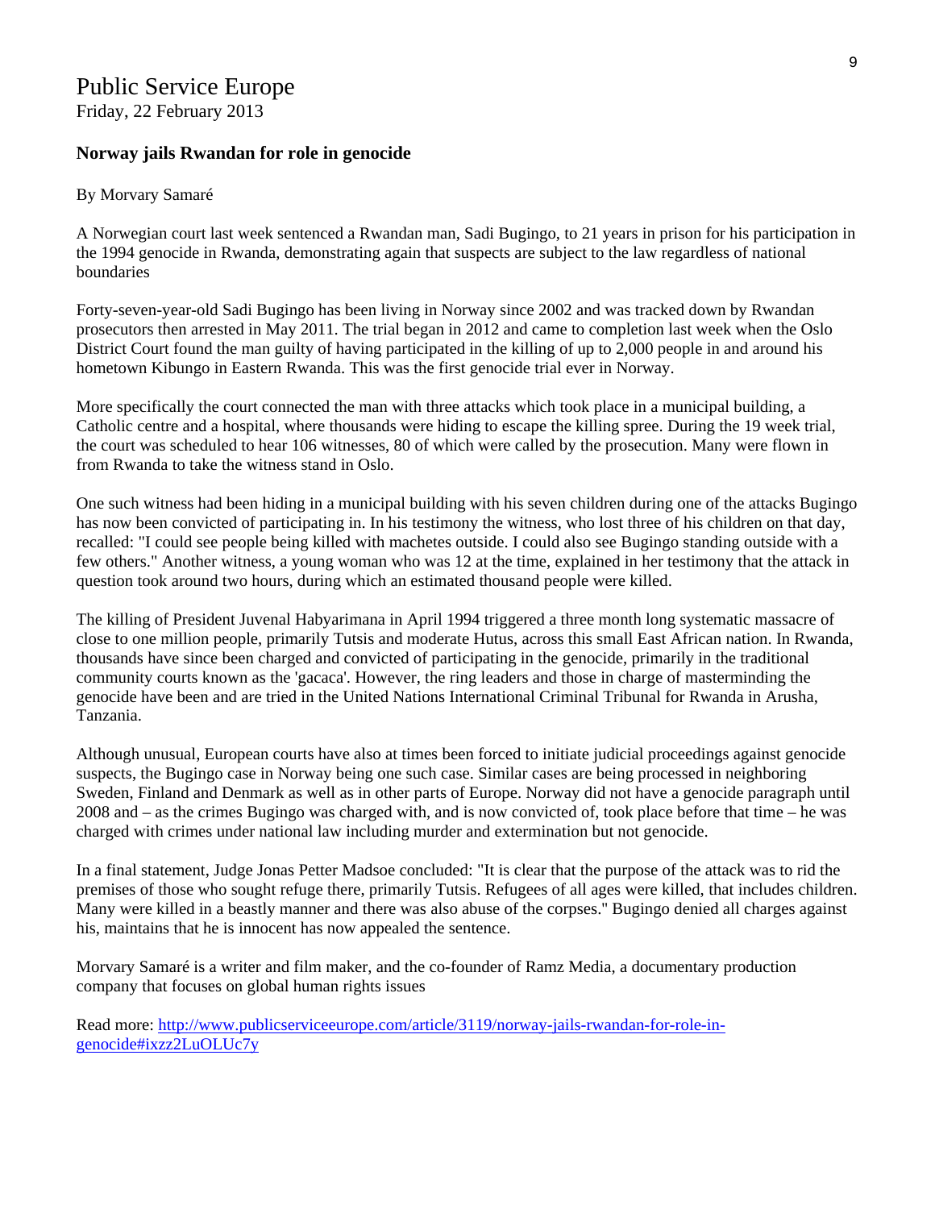# Public Service Europe

Friday, 22 February 2013

### Norway jails Rwandan for role in genocide

By Morvary Samaré

A Norwegian court last week sentenced a Rwandan man, Sadi Bugingo, to 21 years in prison for his participation in the 1994 genocide in Rwanda, demonstrating again that suspects are subject to the law regardless of national boundaries

Forty-seven-year-old Sadi Bugingo has been living in Norway since 2002 and was tracked down by Rwandan prosecutors then arrested in May 2011. The trial began in 2012 and came to completion last week when the Oslo District Court found the man guilty of having participated in the killing of up to 2,000 people in and around his hometown Kibungo in Eastern Rwanda. This was the first genocide trial ever in Norway.

More specifically the court connected the man with three attacks which took place in a municipal building, a Catholic centre and a hospital, where thousands were hiding to escape the killing spree. During the 19 week trial, the court was scheduled to hear 106 witnesses, 80 of which were called by the prosecution. Many were flown in from Rwanda to take the witness stand in Oslo.

One such witness had been hiding in a municipal building with his seven children during one of the attacks Bugingo has now been convicted of participating in. In his testimony the witness, who lost three of his children on that day, recalled: "I could see people being killed with machetes outside. I could also see Bugingo standing outside with a few others." Another witness, a young woman who was 12 at the time, explained in her testimony that the attack in question took around two hours, during which an estimated thousand people were killed.

The killing of President Juvenal Habyarimana in April 1994 triggered a three month long systematic massacre of close to one million people, primarily Tutsis and moderate Hutus, across this small East African nation. In Rwanda, thousands have since been charged and convicted of participating in the genocide, primarily in the traditional community courts known as the 'gacaca'. However, the ring leaders and those in charge of masterminding the genocide have been and are tried in the United Nations International Criminal Tribunal for Rwanda in Arusha, Tanzania.

Although unusual, European courts have also at times been forced to initiate judicial proceedings against genocide suspects, the Bugingo case in Norway being one such case. Similar cases are being processed in neighboring Sweden, Finland and Denmark as well as in other parts of Europe. Norway did not have a genocide paragraph until 2008 and – as the crimes Bugingo was charged with, and is now convicted of, took place before that time – he was charged with crimes under national law including murder and extermination but not genocide.

In a final statement, Judge Jonas Petter Madsoe concluded: "It is clear that the purpose of the attack was to rid the premises of those who sought refuge there, primarily Tutsis. Refugees of all ages were killed, that includes children. Many were killed in a beastly manner and there was also abuse of the corpses." Bugingo denied all charges against his, maintains that he is innocent has now appealed the sentence.

Morvary Samaré is a writer and film maker, and the co-founder of Ramz Media, a documentary production company that focuses on global human rights issues

Read more: [http://www.publicserviceeurope.com/article/3119/norway-jails-rwandan-for-role-in-genocide#ixzz2LuOLUc7y](http://www.publicserviceeurope.com/article/3119/norway-jails-rwandan-for-role-in-genocide#ixzz2LuOLUc7y)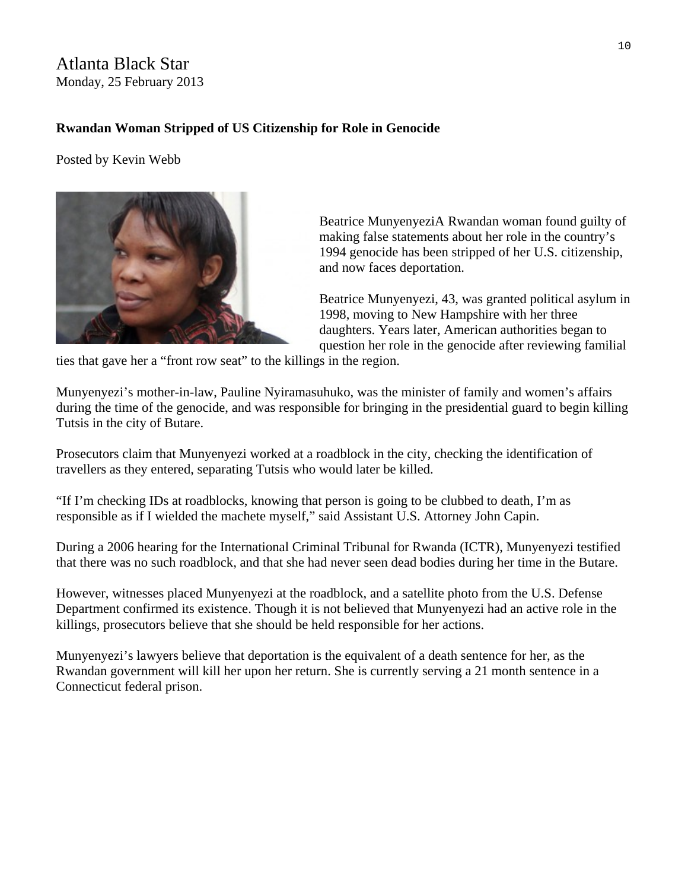Atlanta Black Star
Monday, 25 February 2013

**Rwandan Woman Stripped of US Citizenship for Role in Genocide**

Posted by Kevin Webb

Beatrice MunyenyeziA Rwandan woman found guilty of making false statements about her role in the country's 1994 genocide has been stripped of her U.S. citizenship, and now faces deportation.

Beatrice Munyenyezi, 43, was granted political asylum in 1998, moving to New Hampshire with her three daughters. Years later, American authorities began to question her role in the genocide after reviewing familial ties that gave her a "front row seat" to the killings in the region.

Munyenyezi's mother-in-law, Pauline Nyiramasuhuko, was the minister of family and women's affairs during the time of the genocide, and was responsible for bringing in the presidential guard to begin killing Tutsis in the city of Butare.

Prosecutors claim that Munyenyezi worked at a roadblock in the city, checking the identification of travellers as they entered, separating Tutsis who would later be killed.

"If I'm checking IDs at roadblocks, knowing that person is going to be clubbed to death, I'm as responsible as if I wielded the machete myself," said Assistant U.S. Attorney John Capin.

During a 2006 hearing for the International Criminal Tribunal for Rwanda (ICTR), Munyenyezi testified that there was no such roadblock, and that she had never seen dead bodies during her time in the Butare.

However, witnesses placed Munyenyezi at the roadblock, and a satellite photo from the U.S. Defense Department confirmed its existence. Though it is not believed that Munyenyezi had an active role in the killings, prosecutors believe that she should be held responsible for her actions.

Munyenyezi's lawyers believe that deportation is the equivalent of a death sentence for her, as the Rwandan government will kill her upon her return. She is currently serving a 21 month sentence in a Connecticut federal prison.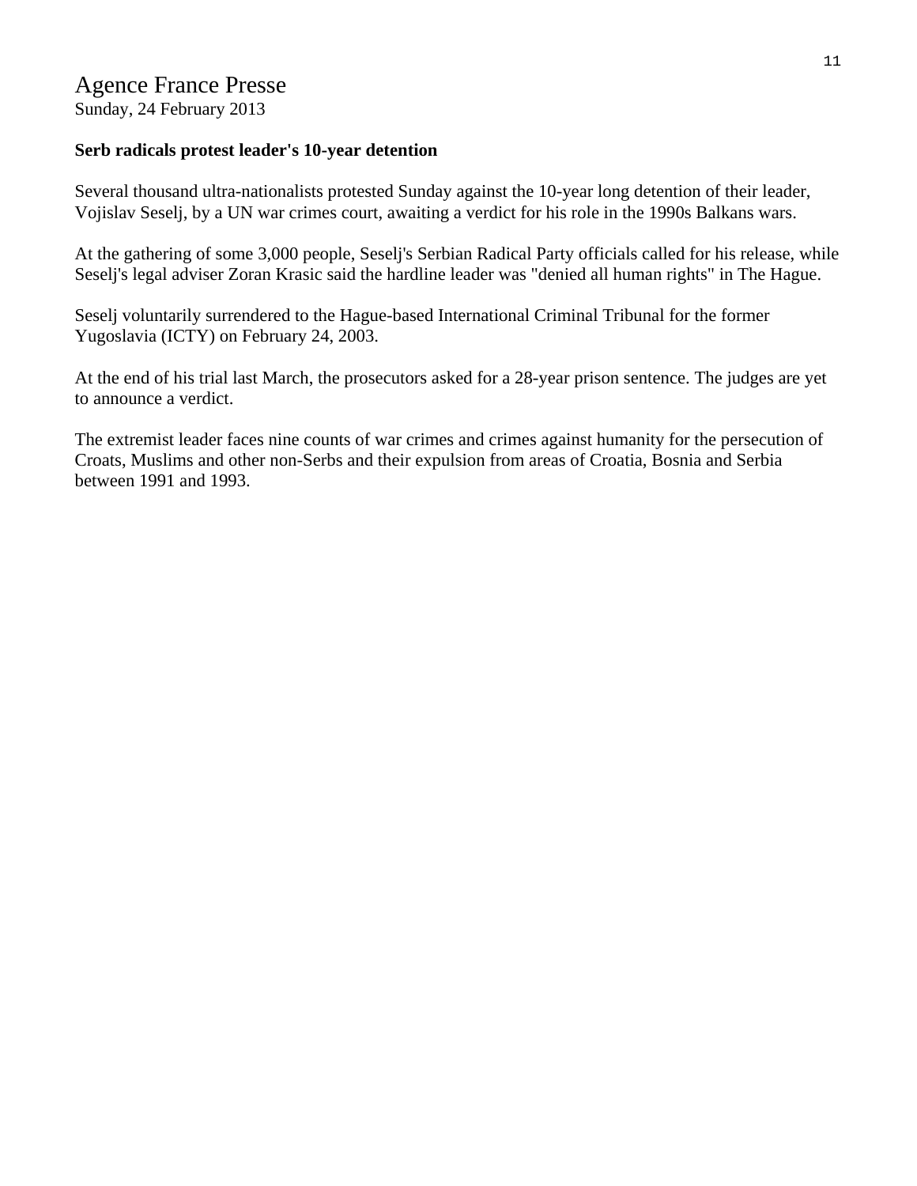Agence France Presse

Sunday, 24 February 2013

**Serb radicals protest leader's 10-year detention**

Several thousand ultra-nationalists protested Sunday against the 10-year long detention of their leader, Vojislav Seselj, by a UN war crimes court, awaiting a verdict for his role in the 1990s Balkans wars.

At the gathering of some 3,000 people, Seselj's Serbian Radical Party officials called for his release, while Seselj's legal adviser Zoran Krasic said the hardline leader was "denied all human rights" in The Hague.

Seselj voluntarily surrendered to the Hague-based International Criminal Tribunal for the former Yugoslavia (ICTY) on February 24, 2003.

At the end of his trial last March, the prosecutors asked for a 28-year prison sentence. The judges are yet to announce a verdict.

The extremist leader faces nine counts of war crimes and crimes against humanity for the persecution of Croats, Muslims and other non-Serbs and their expulsion from areas of Croatia, Bosnia and Serbia between 1991 and 1993.